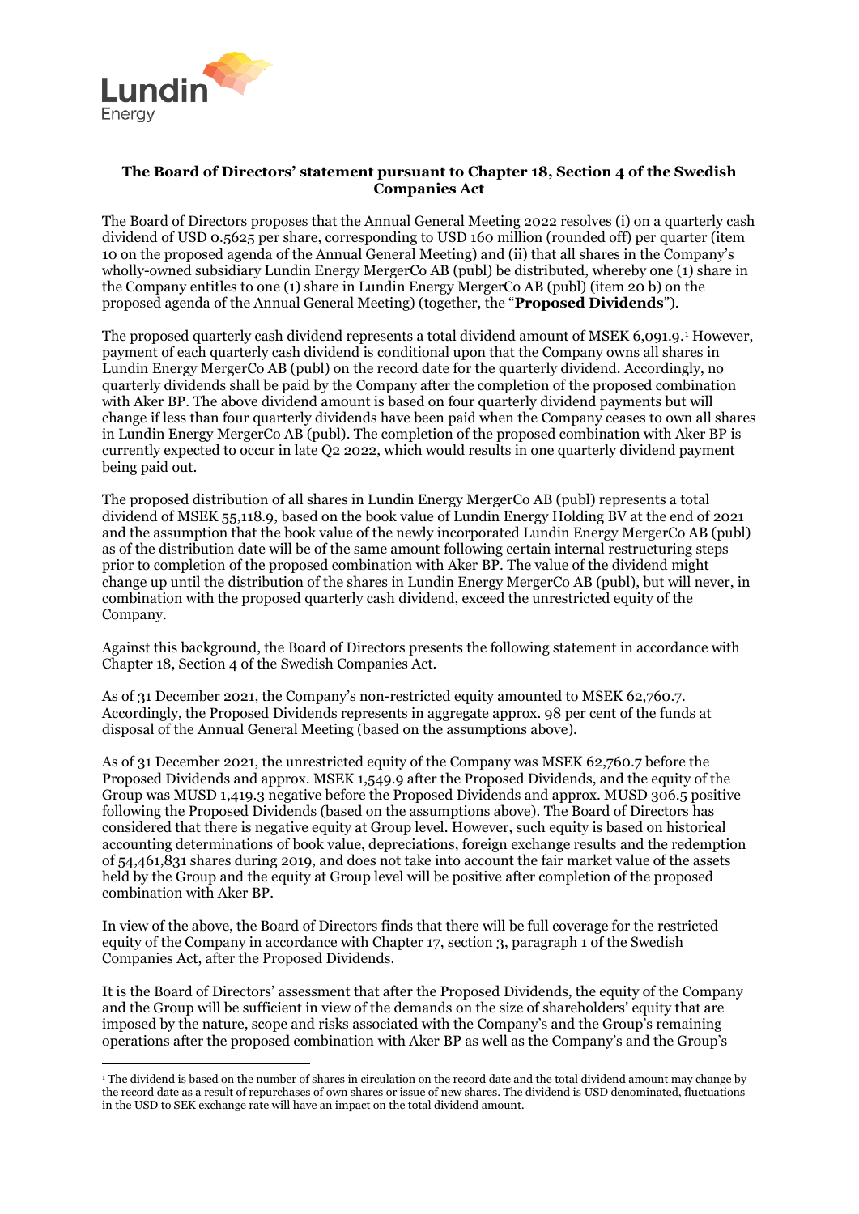**The Board of Directors' statement pursuant to Chapter 18, Section 4 of the Swedish Companies Act**

The Board of Directors proposes that the Annual General Meeting 2022 resolves (i) on a quarterly cash dividend of USD 0.5625 per share, corresponding to USD 160 million (rounded off) per quarter (item 10 on the proposed agenda of the Annual General Meeting) and (ii) that all shares in the Company's wholly-owned subsidiary Lundin Energy MergerCo AB (publ) be distributed, whereby one (1) share in the Company entitles to one (1) share in Lundin Energy MergerCo AB (publ) (item 20 b) on the proposed agenda of the Annual General Meeting) (together, the "**Proposed Dividends**").

The proposed quarterly cash dividend represents a total dividend amount of MSEK 6,091.9.[1] However, payment of each quarterly cash dividend is conditional upon that the Company owns all shares in Lundin Energy MergerCo AB (publ) on the record date for the quarterly dividend. Accordingly, no quarterly dividends shall be paid by the Company after the completion of the proposed combination with Aker BP. The above dividend amount is based on four quarterly dividend payments but will change if less than four quarterly dividends have been paid when the Company ceases to own all shares in Lundin Energy MergerCo AB (publ). The completion of the proposed combination with Aker BP is currently expected to occur in late Q2 2022, which would results in one quarterly dividend payment being paid out.

The proposed distribution of all shares in Lundin Energy MergerCo AB (publ) represents a total dividend of MSEK 55,118.9, based on the book value of Lundin Energy Holding BV at the end of 2021 and the assumption that the book value of the newly incorporated Lundin Energy MergerCo AB (publ) as of the distribution date will be of the same amount following certain internal restructuring steps prior to completion of the proposed combination with Aker BP. The value of the dividend might change up until the distribution of the shares in Lundin Energy MergerCo AB (publ), but will never, in combination with the proposed quarterly cash dividend, exceed the unrestricted equity of the Company.

Against this background, the Board of Directors presents the following statement in accordance with Chapter 18, Section 4 of the Swedish Companies Act.

As of 31 December 2021, the Company's non-restricted equity amounted to MSEK 62,760.7. Accordingly, the Proposed Dividends represents in aggregate approx. 98 per cent of the funds at disposal of the Annual General Meeting (based on the assumptions above).

As of 31 December 2021, the unrestricted equity of the Company was MSEK 62,760.7 before the Proposed Dividends and approx. MSEK 1,549.9 after the Proposed Dividends, and the equity of the Group was MUSD 1,419.3 negative before the Proposed Dividends and approx. MUSD 306.5 positive following the Proposed Dividends (based on the assumptions above). The Board of Directors has considered that there is negative equity at Group level. However, such equity is based on historical accounting determinations of book value, depreciations, foreign exchange results and the redemption of 54,461,831 shares during 2019, and does not take into account the fair market value of the assets held by the Group and the equity at Group level will be positive after completion of the proposed combination with Aker BP.

In view of the above, the Board of Directors finds that there will be full coverage for the restricted equity of the Company in accordance with Chapter 17, section 3, paragraph 1 of the Swedish Companies Act, after the Proposed Dividends.

It is the Board of Directors' assessment that after the Proposed Dividends, the equity of the Company and the Group will be sufficient in view of the demands on the size of shareholders' equity that are imposed by the nature, scope and risks associated with the Company's and the Group's remaining operations after the proposed combination with Aker BP as well as the Company's and the Group's

[1] The dividend is based on the number of shares in circulation on the record date and the total dividend amount may change by the record date as a result of repurchases of own shares or issue of new shares. The dividend is USD denominated, fluctuations in the USD to SEK exchange rate will have an impact on the total dividend amount.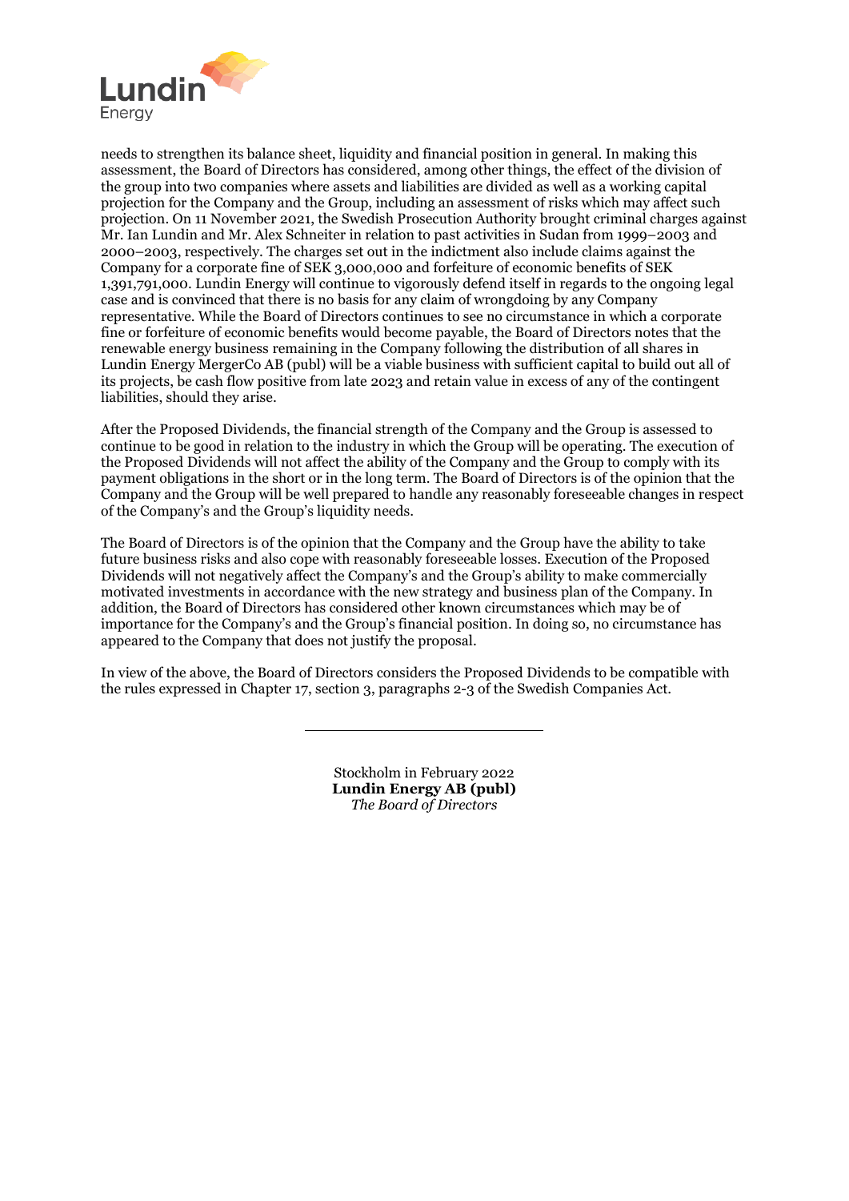needs to strengthen its balance sheet, liquidity and financial position in general. In making this assessment, the Board of Directors has considered, among other things, the effect of the division of the group into two companies where assets and liabilities are divided as well as a working capital projection for the Company and the Group, including an assessment of risks which may affect such projection. On 11 November 2021, the Swedish Prosecution Authority brought criminal charges against Mr. Ian Lundin and Mr. Alex Schneiter in relation to past activities in Sudan from 1999–2003 and 2000–2003, respectively. The charges set out in the indictment also include claims against the Company for a corporate fine of SEK 3,000,000 and forfeiture of economic benefits of SEK 1,391,791,000. Lundin Energy will continue to vigorously defend itself in regards to the ongoing legal case and is convinced that there is no basis for any claim of wrongdoing by any Company representative. While the Board of Directors continues to see no circumstance in which a corporate fine or forfeiture of economic benefits would become payable, the Board of Directors notes that the renewable energy business remaining in the Company following the distribution of all shares in Lundin Energy MergerCo AB (publ) will be a viable business with sufficient capital to build out all of its projects, be cash flow positive from late 2023 and retain value in excess of any of the contingent liabilities, should they arise.

After the Proposed Dividends, the financial strength of the Company and the Group is assessed to continue to be good in relation to the industry in which the Group will be operating. The execution of the Proposed Dividends will not affect the ability of the Company and the Group to comply with its payment obligations in the short or in the long term. The Board of Directors is of the opinion that the Company and the Group will be well prepared to handle any reasonably foreseeable changes in respect of the Company's and the Group's liquidity needs.

The Board of Directors is of the opinion that the Company and the Group have the ability to take future business risks and also cope with reasonably foreseeable losses. Execution of the Proposed Dividends will not negatively affect the Company's and the Group's ability to make commercially motivated investments in accordance with the new strategy and business plan of the Company. In addition, the Board of Directors has considered other known circumstances which may be of importance for the Company's and the Group's financial position. In doing so, no circumstance has appeared to the Company that does not justify the proposal.

In view of the above, the Board of Directors considers the Proposed Dividends to be compatible with the rules expressed in Chapter 17, section 3, paragraphs 2-3 of the Swedish Companies Act.

---

Stockholm in February 2022
**Lundin Energy AB (publ)**
*The Board of Directors*